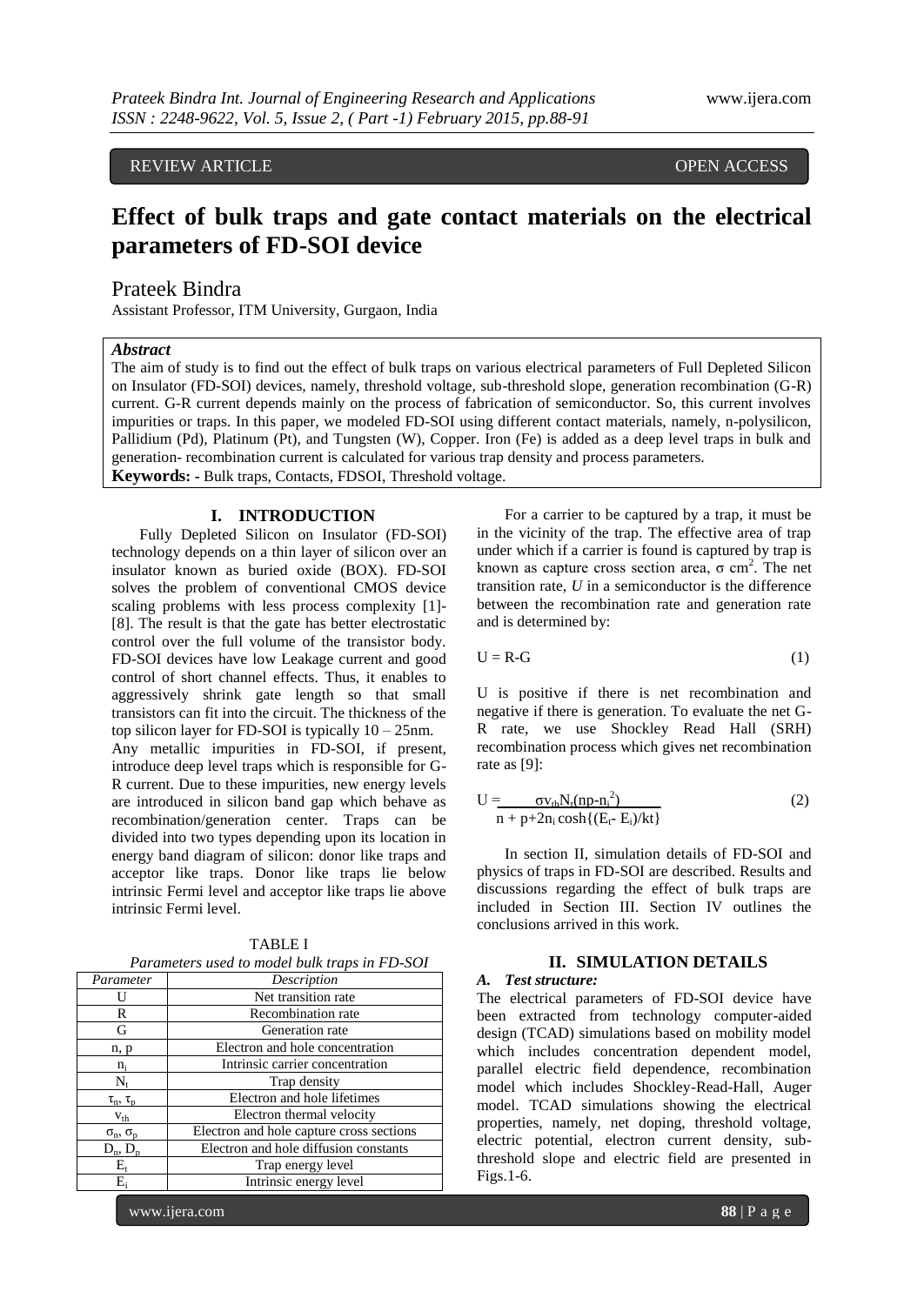REVIEW ARTICLE OPEN ACCESS

# Effect of bulk traps and gate contact materials on the electrical parameters of FD-SOI device

Prateek Bindra

Assistant Professor, ITM University, Gurgaon, India

### *Abstract*

The aim of study is to find out the effect of bulk traps on various electrical parameters of Full Depleted Silicon on Insulator (FD-SOI) devices, namely, threshold voltage, sub-threshold slope, generation recombination (G-R) current. G-R current depends mainly on the process of fabrication of semiconductor. So, this current involves impurities or traps. In this paper, we modeled FD-SOI using different contact materials, namely, n-polysilicon, Pallidium (Pd), Platinum (Pt), and Tungsten (W), Copper. Iron (Fe) is added as a deep level traps in bulk and generation- recombination current is calculated for various trap density and process parameters.

**Keywords: -** Bulk traps, Contacts, FDSOI, Threshold voltage.

## I. INTRODUCTION

Fully Depleted Silicon on Insulator (FD-SOI) technology depends on a thin layer of silicon over an insulator known as buried oxide (BOX). FD-SOI solves the problem of conventional CMOS device scaling problems with less process complexity [1]-[8]. The result is that the gate has better electrostatic control over the full volume of the transistor body. FD-SOI devices have low Leakage current and good control of short channel effects. Thus, it enables to aggressively shrink gate length so that small transistors can fit into the circuit. The thickness of the top silicon layer for FD-SOI is typically 10 – 25nm.

Any metallic impurities in FD-SOI, if present, introduce deep level traps which is responsible for G-R current. Due to these impurities, new energy levels are introduced in silicon band gap which behave as recombination/generation center. Traps can be divided into two types depending upon its location in energy band diagram of silicon: donor like traps and acceptor like traps. Donor like traps lie below intrinsic Fermi level and acceptor like traps lie above intrinsic Fermi level.

TABLE I

*Parameters used to model bulk traps in FD-SOI*

| *Parameter* | *Description* |
|---|---|
| U | Net transition rate |
| R | Recombination rate |
| G | Generation rate |
| n, p | Electron and hole concentration |
| $n_i$ | Intrinsic carrier concentration |
| $N_t$ | Trap density |
| $\tau_n$, $\tau_p$ | Electron and hole lifetimes |
| $v_{th}$ | Electron thermal velocity |
| $\sigma_n$, $\sigma_p$ | Electron and hole capture cross sections |
| $D_n$, $D_p$ | Electron and hole diffusion constants |
| $E_t$ | Trap energy level |
| $E_i$ | Intrinsic energy level |

For a carrier to be captured by a trap, it must be in the vicinity of the trap. The effective area of trap under which if a carrier is found is captured by trap is known as capture cross section area, $\sigma$ cm$^2$. The net transition rate, *U* in a semiconductor is the difference between the recombination rate and generation rate and is determined by:

$$U = R - G \tag{1}$$

U is positive if there is net recombination and negative if there is generation. To evaluate the net G-R rate, we use Shockley Read Hall (SRH) recombination process which gives net recombination rate as [9]:

$$U = \frac{\sigma v_{th} N_t (np - n_i^2)}{n + p + 2n_i \cosh\{(E_t - E_i)/kt\}} \tag{2}$$

In section II, simulation details of FD-SOI and physics of traps in FD-SOI are described. Results and discussions regarding the effect of bulk traps are included in Section III. Section IV outlines the conclusions arrived in this work.

## II. SIMULATION DETAILS

### *A. Test structure:*

The electrical parameters of FD-SOI device have been extracted from technology computer-aided design (TCAD) simulations based on mobility model which includes concentration dependent model, parallel electric field dependence, recombination model which includes Shockley-Read-Hall, Auger model. TCAD simulations showing the electrical properties, namely, net doping, threshold voltage, electric potential, electron current density, sub-threshold slope and electric field are presented in Figs.1-6.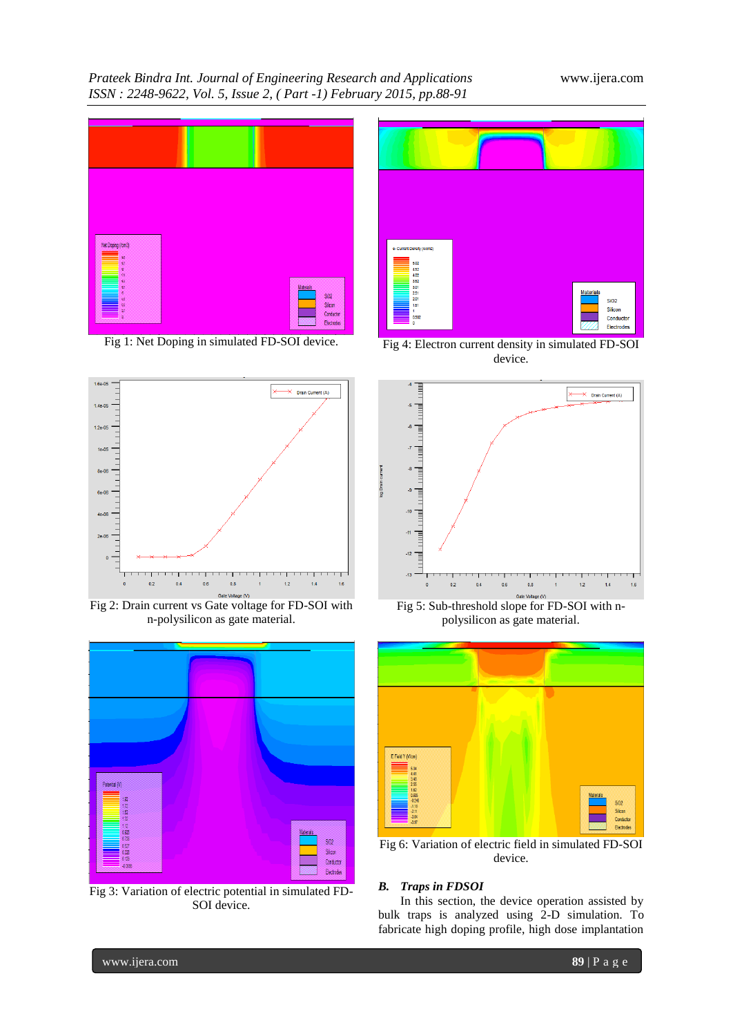Fig 1: Net Doping in simulated FD-SOI device.

Fig 4: Electron current density in simulated FD-SOI device.

Fig 2: Drain current vs Gate voltage for FD-SOI with n-polysilicon as gate material.

Fig 5: Sub-threshold slope for FD-SOI with n-polysilicon as gate material.

Fig 3: Variation of electric potential in simulated FD-SOI device.

Fig 6: Variation of electric field in simulated FD-SOI device.

### *B. Traps in FDSOI*

In this section, the device operation assisted by bulk traps is analyzed using 2-D simulation. To fabricate high doping profile, high dose implantation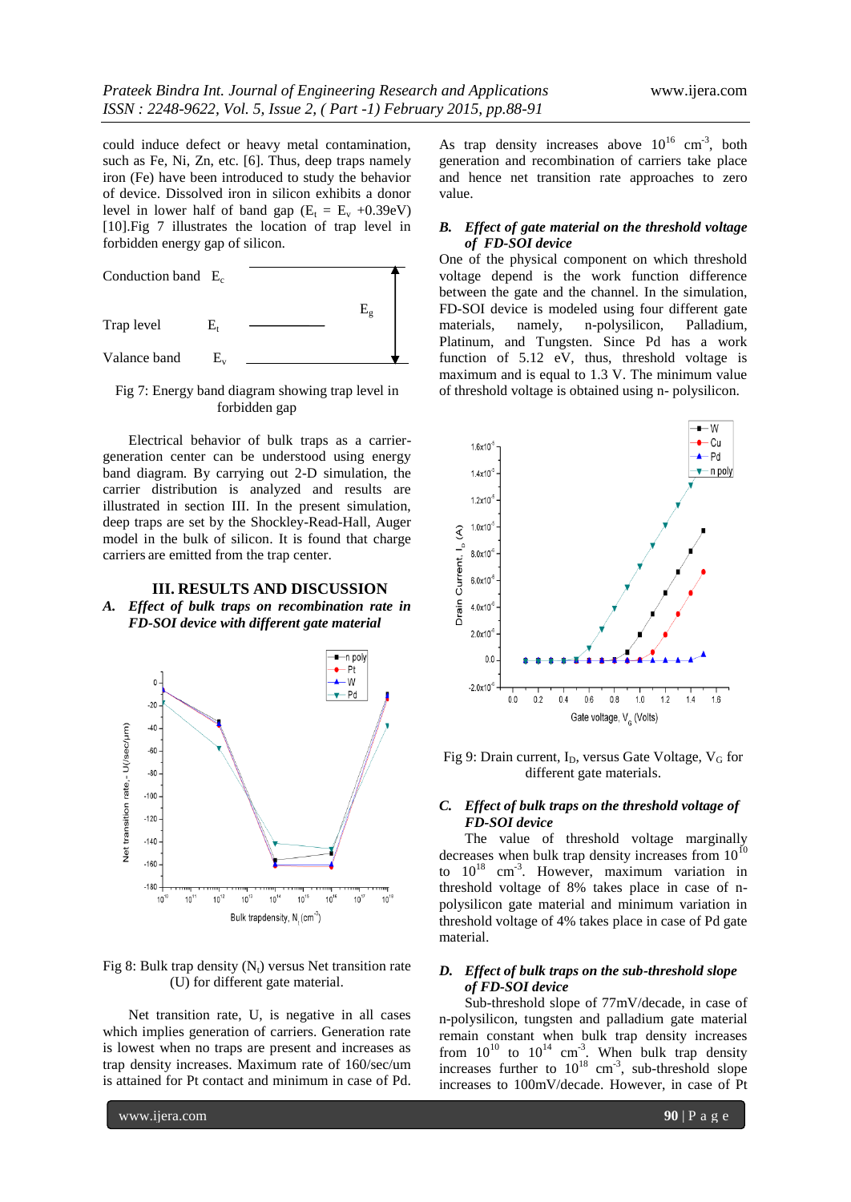could induce defect or heavy metal contamination, such as Fe, Ni, Zn, etc. [6]. Thus, deep traps namely iron (Fe) have been introduced to study the behavior of device. Dissolved iron in silicon exhibits a donor level in lower half of band gap ($E_t$ = $E_v$ +0.39eV) [10].Fig 7 illustrates the location of trap level in forbidden energy gap of silicon.

Conduction band $E_c$

Trap level $E_t$

Valance band $E_v$

$E_g$

Fig 7: Energy band diagram showing trap level in forbidden gap

Electrical behavior of bulk traps as a carrier-generation center can be understood using energy band diagram. By carrying out 2-D simulation, the carrier distribution is analyzed and results are illustrated in section III. In the present simulation, deep traps are set by the Shockley-Read-Hall, Auger model in the bulk of silicon. It is found that charge carriers are emitted from the trap center.

## III. RESULTS AND DISCUSSION

### *A. Effect of bulk traps on recombination rate in FD-SOI device with different gate material*

Fig 8: Bulk trap density ($N_t$) versus Net transition rate (U) for different gate material.

Net transition rate, U, is negative in all cases which implies generation of carriers. Generation rate is lowest when no traps are present and increases as trap density increases. Maximum rate of 160/sec/um is attained for Pt contact and minimum in case of Pd. As trap density increases above $10^{16}$ $cm^{-3}$, both generation and recombination of carriers take place and hence net transition rate approaches to zero value.

### *B. Effect of gate material on the threshold voltage of FD-SOI device*

One of the physical component on which threshold voltage depend is the work function difference between the gate and the channel. In the simulation, FD-SOI device is modeled using four different gate materials, namely, n-polysilicon, Palladium, Platinum, and Tungsten. Since Pd has a work function of 5.12 eV, thus, threshold voltage is maximum and is equal to 1.3 V. The minimum value of threshold voltage is obtained using n- polysilicon.

Fig 9: Drain current, $I_D$, versus Gate Voltage, $V_G$ for different gate materials.

### *C. Effect of bulk traps on the threshold voltage of FD-SOI device*

The value of threshold voltage marginally decreases when bulk trap density increases from $10^{10}$ to $10^{18}$ $cm^{-3}$. However, maximum variation in threshold voltage of 8% takes place in case of n-polysilicon gate material and minimum variation in threshold voltage of 4% takes place in case of Pd gate material.

### *D. Effect of bulk traps on the sub-threshold slope of FD-SOI device*

Sub-threshold slope of 77mV/decade, in case of n-polysilicon, tungsten and palladium gate material remain constant when bulk trap density increases from $10^{10}$ to $10^{14}$ $cm^{-3}$. When bulk trap density increases further to $10^{18}$ $cm^{-3}$, sub-threshold slope increases to 100mV/decade. However, in case of Pt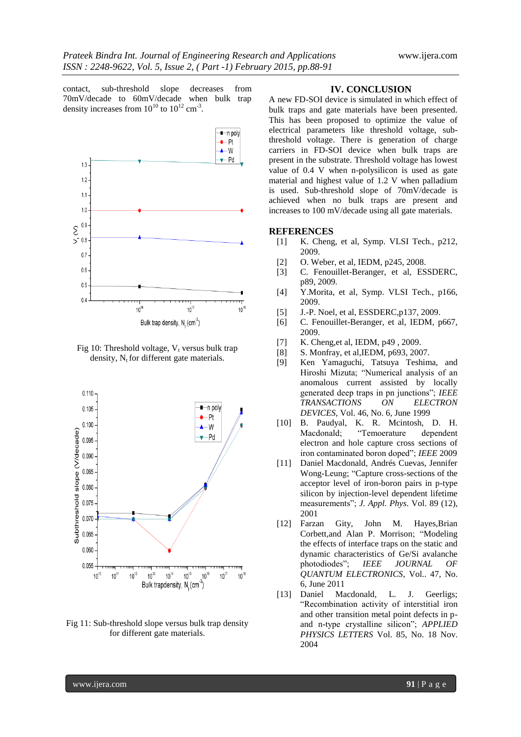contact, sub-threshold slope decreases from 70mV/decade to 60mV/decade when bulk trap density increases from $10^{10}$ to $10^{12}$ cm$^{-3}$.

n poly
Pt
W
Pd

1.3
1.2
1.1
1.0
0.9
0.8
0.7
0.6
0.5
0.4

$V_t$ (V)

$10^{16}$
$10^{17}$
$10^{18}$

Bulk trap density, $N_t$ (cm$^{-3}$)

Fig 10: Threshold voltage, $V_t$ versus bulk trap density, $N_t$ for different gate materials.

0.110
0.105
0.100
0.095
0.090
0.085
0.080
0.075
0.070
0.065
0.060
0.055

Subthreshold slope (V/decade)

n poly
Pt
W
Pd

$10^{10}$ $10^{11}$ $10^{12}$ $10^{13}$ $10^{14}$ $10^{15}$ $10^{16}$ $10^{17}$ $10^{18}$

Bulk trapdensity, $N_t$ (cm$^{-3}$)

Fig 11: Sub-threshold slope versus bulk trap density for different gate materials.

## IV. CONCLUSION

A new FD-SOI device is simulated in which effect of bulk traps and gate materials have been presented. This has been proposed to optimize the value of electrical parameters like threshold voltage, sub-threshold voltage. There is generation of charge carriers in FD-SOI device when bulk traps are present in the substrate. Threshold voltage has lowest value of 0.4 V when n-polysilicon is used as gate material and highest value of 1.2 V when palladium is used. Sub-threshold slope of 70mV/decade is achieved when no bulk traps are present and increases to 100 mV/decade using all gate materials.

## REFERENCES

[1] K. Cheng, et al, Symp. VLSI Tech., p212, 2009.

[2] O. Weber, et al, IEDM, p245, 2008.

[3] C. Fenouillet-Beranger, et al, ESSDERC, p89, 2009.

[4] Y.Morita, et al, Symp. VLSI Tech., p166, 2009.

[5] J.-P. Noel, et al, ESSDERC,p137, 2009.

[6] C. Fenouillet-Beranger, et al, IEDM, p667, 2009.

[7] K. Cheng,et al, IEDM, p49 , 2009.

[8] S. Monfray, et al,IEDM, p693, 2007.

[9] Ken Yamaguchi, Tatsuya Teshima, and Hiroshi Mizuta; "Numerical analysis of an anomalous current assisted by locally generated deep traps in pn junctions"; *IEEE TRANSACTIONS ON ELECTRON DEVICES*, Vol. 46, No. 6, June 1999

[10] B. Paudyal, K. R. Mcintosh, D. H. Macdonald; "Temoerature dependent electron and hole capture cross sections of iron contaminated boron doped"; *IEEE* 2009

[11] Daniel Macdonald, Andrés Cuevas, Jennifer Wong-Leung; "Capture cross-sections of the acceptor level of iron-boron pairs in p-type silicon by injection-level dependent lifetime measurements"; *J. Appl. Phys*. Vol. 89 (12), 2001

[12] Farzan Gity, John M. Hayes,Brian Corbett,and Alan P. Morrison; "Modeling the effects of interface traps on the static and dynamic characteristics of Ge/Si avalanche photodiodes"; *IEEE JOURNAL OF QUANTUM ELECTRONICS*, Vol.. 47, No. 6, June 2011

[13] Daniel Macdonald, L. J. Geerligs; "Recombination activity of interstitial iron and other transition metal point defects in p- and n-type crystalline silicon"; *APPLIED PHYSICS LETTERS* Vol. 85, No. 18 Nov. 2004